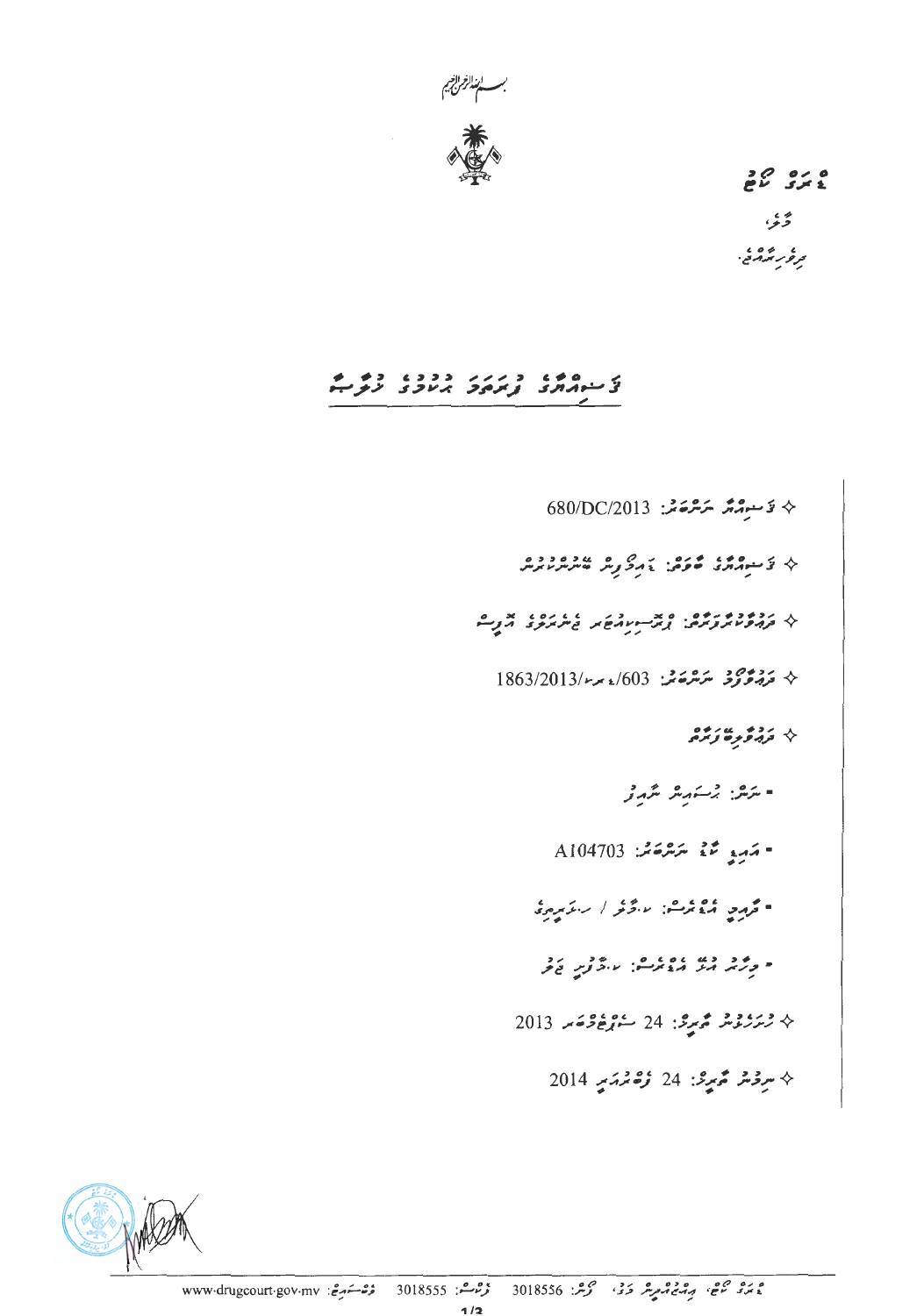بسم الله الرحمن الرحيم

ޑްރަގް ކޯޓު

މާލެ،

ދިވެހިރާއްޖެ.

# ޤަޟިއްޔާގެ ފުރަތަމަ ޙުކުމުގެ ޚުލާސާ

- ޤަޟިއްޔާ ނަންބަރު: 680/DC/2013
- ޤަޟިއްޔާގެ ބާވަތް: ޑްރަގް ބޭނުންކުރުން
- ދައުވާކުރި ފަރާތް: ޕްރޮސިކިއުޓަރ ޖެނެރަލްގެ އޮފީސް
- ދައުވާގެ ނަންބަރު: 1863/2013/ޑރ/603
- ދައުވާލިބޭ ފަރާތް
  - ނަން: ހުސައިން ނާޒިމް
  - އައިޑީ ކާޑު ނަންބަރު: A104703
  - ދާއިމީ އެޑްރެސް: ސ.ހިތަދޫ / ސ.ނަރުގިސްގެ
  - މިހާރު އުޅޭ އެޑްރެސް: ކ.މާފުށި ޖަލު
- ހުށަހެޅުނު ތާރީޚް: 24 ސެޕްޓެމްބަރ 2013
- ނިމުނު ތާރީޚް: 24 ފެބްރުއަރީ 2014

ޑްރަގް ކޯޓު، އިބްރާހިމް ހިލްމީ ބިލްޑިންގ، މާލެ، ފޯން: 3018556 ފެކްސް: 3018555 ވެބްސައިޓް: www.drugcourt.gov.mv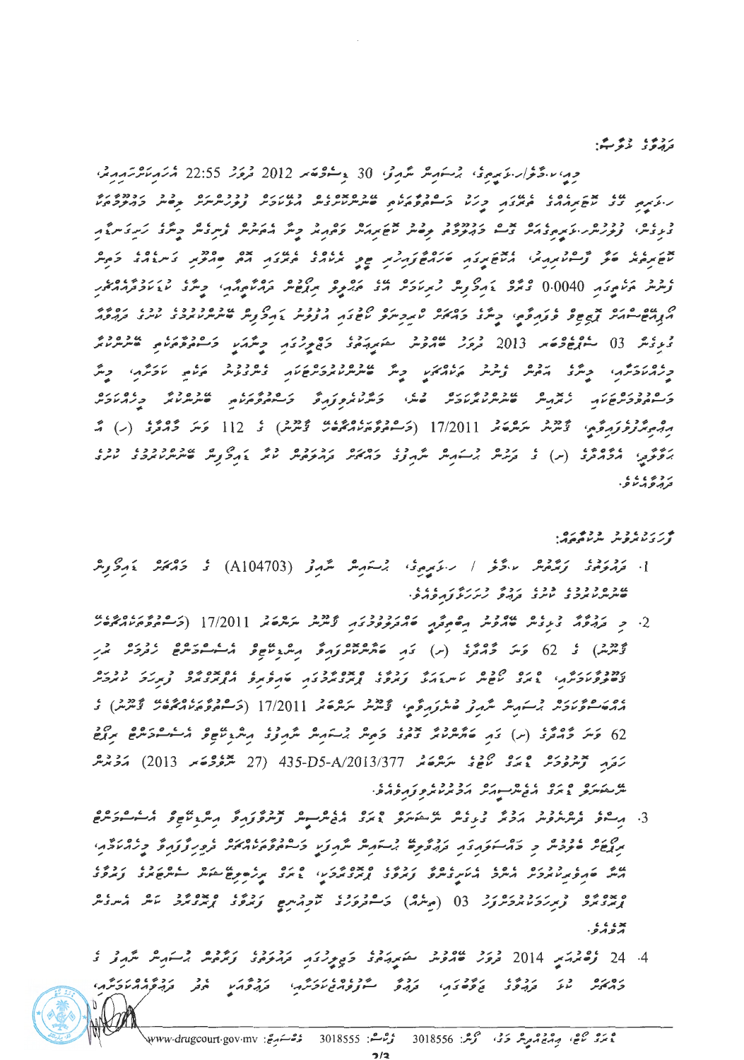ދައުވާގެ ޚުލާޞާ:

މިއީ ކ.މާލެ/ހ.ވަކިނިގިލި، ޒުހައިރު ޝާހިދު، 30 ޑިސެމްބަރު 2012 ވާ ދުވަހު 22:55 ހާއިރާކަށް، ހ.ވަކިނިގިލި ގޭގެ ކޮޓަރިއެއްގެ ތެރޭގައި މިހާރު މަސްތުވާތަކެތީގެ ބާވަތްތަކެއްޗެއް އުޅޭކަމަށް ފުލުހުންނަށް ލިބުނު މަޢުލޫމާތާ ގުޅިގެން، ފުލުހުން ހ.ވަކިނިގިލަށް ގޮސް މަޢުލޫމާތު ލިބުނު ކޮޓަރި ބަލައިފައި ވީ ހިސާބުން ފެނުނު ތަކެއްޗާއި ކޮޓަރިތެރެ ބަލާ ފާސްކުރުމުން، އެކޮޓަރިގައި ބަހައްޓާފައިހުރި ޖީބު ދެކެއްގެ ތެރޭގައި އޮތް ބޮޑުތަކު ގަނޑެއްގެ ތެރެއިން ފެނުނު ތަކެތީގައި 0.0040 ގްރާމް ޑައިއެސެޓައިލްމޯފިން ހިމެނޭކަން ތަހުލީލުކުރުމުން ދެނެގަނެވިފައިވާތީ، މިގޮތުން ހެރޮއިން ހިފެހެއްޓިފައިވާ ކަމަށާއި، މިކަމާ ގުޅިގެން ޒުހައިރު ބޭނުންކުރުމަށް ގެންގުޅުނު ކަމަށް ދައުވާ ގުޅިގެން 03 ސެޕްޓެމްބަރު 2013 ވާ ދުވަހު ބޭއްވުނު ޝަރީޢަތުގެ މަޖިލީހުގައި މަސްތުވާތަކެތީގެ ބާވަތްތަކެއް މިއުޅުނީ، މިކަމާ އަލުން ފުރުން ތަހުލީލުކުރުމަށް މިނޫން ބާވަތްތައް ގެންގުޅުނު ތަހުލީލު ކުރެވުނު މަސްތުވާތަކެތީގެ ބާވަތްތަކެއް ނުވަތަ މަސްތުވާތަކެތި މިއުޅުނީ، މަސްތުވާތަކެތީގެ ޤާނޫނު ނަންބަރު 17/2011 (މަސްތުވާތަކެތީގެ ޤާނޫނު) ގެ 112 ވަނަ މާއްދާގެ (ހ) ގެ ދަށުން ބާރުވެރިވާ އެއްވެސް ކަމެއް ނެތުމާއި، އެމާއްދާގެ (ހ) ގެ ދަށުން ޒުހައިރު ޝާހިދުގެ މައްޗަށް ދައުވާ ކުރަނީ ގެއްލުވުން ބޭނުންކުރުމުގެ ކުށުގެ ދައުވާއެވެ.

ފާހަގަކުރެވުނު ނުކުތާތައް:

1. ދައުވާލިބޭ ފަރާތް ކ.މާލެ / ހ.ވަކިނިގިލި، ޒުހައިރު ޝާހިދު (A104703) ގެ މައްޗަށް ގެއްލުވުން ބޭނުންކުރުމުގެ ކުށުގެ ދައުވާ ހުށަހަޅާފައިވެއެވެ.

2. މި ދައުވާ ގެނެސްފައިވާ ބޭނުންކުރުމުގެ ކުށަށް ޤާނޫނު ނަންބަރު 17/2011 (މަސްތުވާތަކެތީގެ ޤާނޫނު) ގެ 62 ވަނަ މާއްދާގެ (ށ) ގައި ބަޔާންކޮށްފައިވާ އިންޓެންސިވް ޓްރީޓްމަންޓް ޕްރޮގްރާމް ހިމެނޭ ޕްރޮގްރާމްތަކުގައި ބައިވެރިވުމަށް ދައުވާލިބޭ ފަރާތުން ޝަރީޢަތުގައި އެދިފައިވާތީ، ޤާނޫނު ނަންބަރު 17/2011 (މަސްތުވާތަކެތީގެ ޤާނޫނު) ގެ 62 ވަނަ މާއްދާގެ (ށ) ގައި ބަޔާންކޮށްފައިވާ ގޮތުގެ މަތިން ޒުހައިރު ޝާހިދުގެ އިންޓެންސިވް އެސެސްމަންޓް ރިޕޯޓް ހަދައި ޑްރަގް ކޯޓުގެ ނަންބަރު 435-D5-A/2013/377 (27 ނޮވެމްބަރު 2013) އަމުރުން ނޭޝަނަލް ޑްރަގް އެޖެންސީއަށް އަމުރުކުރެވިފައިވެއެވެ.

3. އިސްވެ ދެންނެވުނު އަމުރާ ގުޅިގެން ނޭޝަނަލް ޑްރަގް އެޖެންސީން ފޮނުވާފައިވާ އިންޓެންސިވް އެސެސްމަންޓް ރިޕޯޓަށް ބެލުމުން މި މައްސަލައިގައި ދައުވާލިބޭ ޒުހައިރު ޝާހިދަކީ މަސްތުވާތަކެތީގެ ބޭނުންކުރުމުގެ އާދަ ހުރި، އިސްލާހީ ފިޔަވަޅެއް އަޅަންޖެހޭ ފަރާތެއް ކަމަށާއި، ޑްރަގް ކޯޓުގެ ޕްރޮގްރާމަށް ވަދެވޭ ފަރާތެއް ކަމަށާއި، ޕްރޮގްރާމް ފުރިހަމަކުރުމަށް 03 (ތިނެއް) މަސްދުވަހުގެ ޓްރީޓްމަންޓް ފަރާތުން ޕްރޮގްރާމް ކަނޑައަޅާފައިވާކަން ފާހަގަކުރެވެއެވެ.

4. 24 ފެބްރުއަރީ 2014 ވާ ދުވަހު ބޭއްވުނު ޝަރީޢަތުގެ މަޖިލީހުގައި ދައުވާލިބޭ ފަރާތް ޒުހައިރު ޝާހިދު ގެ މައްޗަށް ކުރާ ދައުވާގެ ގޮތުގައި ހުށަހަޅާފައިވާ ބަޔާން، ދައުވާ ސާބިތުވާ ހެކިތަކާއި، ދައުވާލިބޭ ފަރާތް ދައުވާއަށް އިޢުތިރާފުވެފައިވާތީ،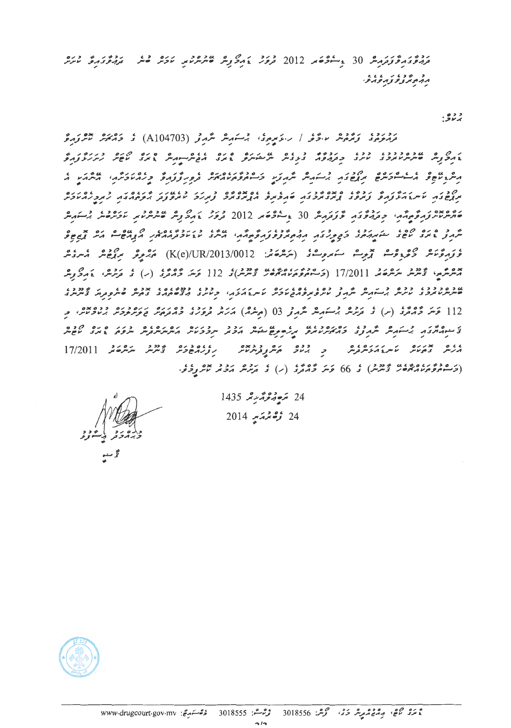ދައުވާގައިވާފަދައިން 30 ޑިސެމްބަރު 2012 ދުވަހު ގައިމަގުން ބޭނުންކުރިކަމަށް ބުނާ ދައުވާގައިވާ ކުށަށް އިޢުތިރާފުވެފައިވެއެވެ.

ޙުކުމް:

ދައުވާލިބޭ ފަރާތް ކ.މާލެ / ހ.ވެލިކެޔޮ، ޙުސައިން ނާޒިފް (A104703) ގެ މައްޗަށް ކޯޓަށް ހުށަހެޅި ގައިމަގުން ބޭނުންކުރުމުގެ ކުށުގެ މިދައުވާގެ ގޮތުން ނާރކޮޓިކްސް ދެވޭ ހެކި ހުށަހެޅި އިންޓޭކް އެސެސްމެންޓް ރިޕޯޓުގައި ޙުސައިން ނާޒިފް މަސްތުވާތަކެއްޗަށް ދޮޅިވެގެންވާ މީހެއްކަމަށް ދައްކާތީ، އަދި އެ ރިޕޯޓުގައި ކަނޑައަޅާފައިވާ ފަރުވާގެ ޕްރޮގްރާމްގައި ބައިވެރިވުމަށް އޭނާ އެއްބަސްވާ ކަމަށް ބުނެފައިވާތީ، ހުށަހެޅިފައިވާ ބައިވެރިވުމުގެ އެއްބަސްވުމާއި، މިމައްސަލާގައި 30 ޑިސެމްބަރު 2012 ދުވަހު ގައިމަގުން ބޭނުންކުރިކަމަށް ޙުސައިން ނާޒިފް ގެ މައްޗަށް ސާބިތުވާކަމަށް މިކޯޓުން ކަނޑައަޅައި، ފަރުވާގައި ބައިވެރިވުމަށް، އެކަމަށް އެއްބަސްވެފައިވާ ޓްރީޓްމަންޓް ސަރވިސް (ނަންބަރު: K(e)/UR/2013/0012) ތަޞްދީޤް ކުރުމާއި ޤާނޫނު ނަންބަރު 17/2011 (މަސްތުވާތަކެއްޗާބެހޭ ޤާނޫނު)ގެ 112 ވަނަ މާއްދާގެ (ހ) ގެ ދަށުން، ގައިމަގުން ބޭނުންކުރުމުގެ ކުށުގެ ޙުސައިން ނާޒިފް ގެ މައްޗަށް ޤާނޫނުގެ 112 ވަނަ މާއްދާގެ (ހ) ގެ ދަށުން 03 (ތިނެއް) އަހަރު ދުވަހުގެ މުއްދަތަށް ޖަލަށް ލުމުގެ އަދަބު، މި ޙުކުމް ތަންފީޛުކުރުން ހުއްޓުވައި، ފަރުވާގެ ޕްރޮގްރާމް ފުރިހަމަކުރުމަށް ޤާނޫނު ނަންބަރު 17/2011 (މަސްތުވާތަކެއްޗާބެހޭ ޤާނޫނު) ގެ 66 ވަނަ މާއްދާގެ (ހ) ގެ ދަށުން އަމުރު ކުރީމެވެ.

24 ޖުމާދަލްއޫލާ 1435

24 މާރިޗު 2014

ޤާޟީ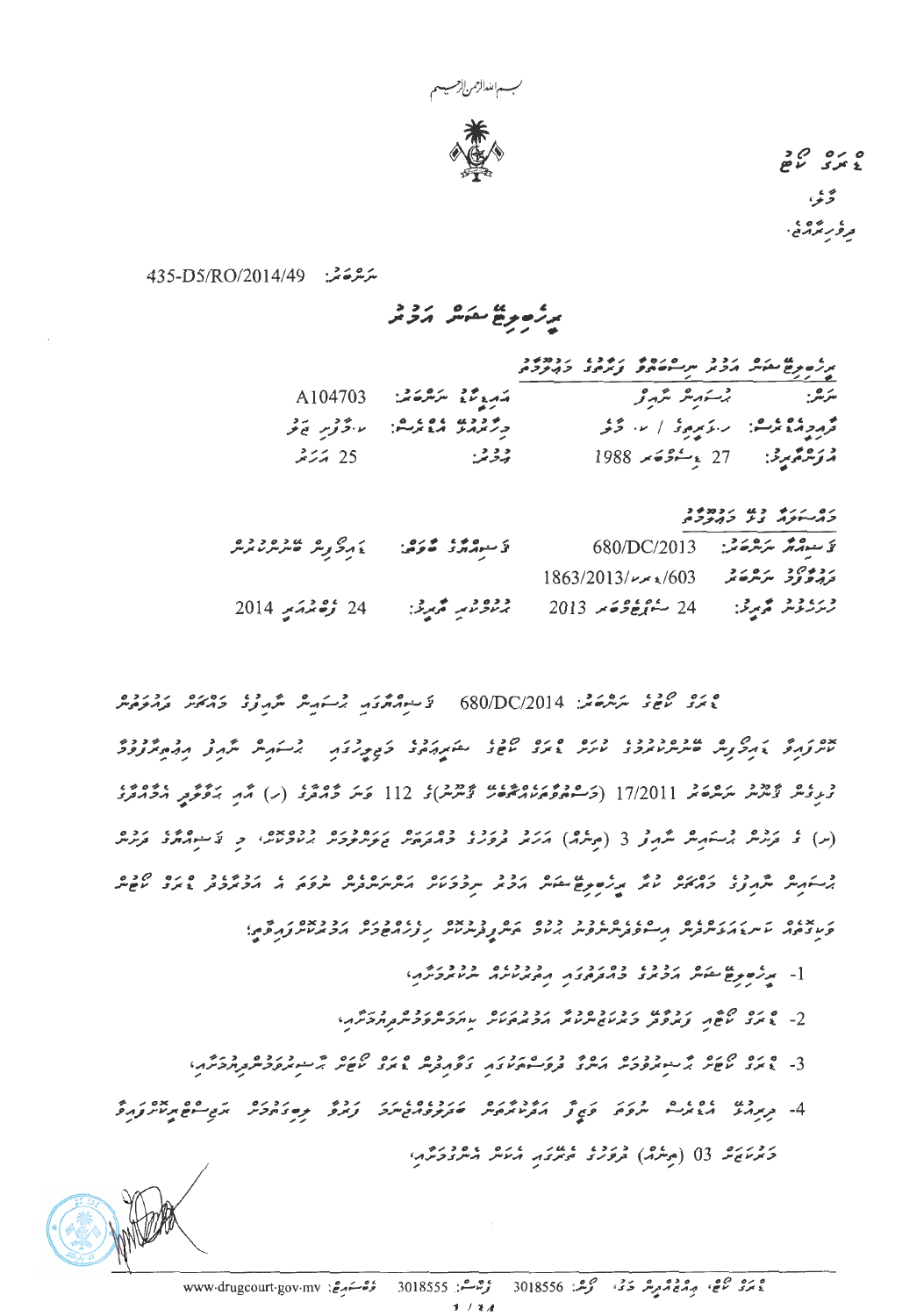بسم الله الرحمن الرحيم

ޑްރަގް ކޯޓު

މާލެ،

ދިވެހިރާއްޖެ.

ނަންބަރު: 435-D5/RO/2014/49

# ރިހެބިލިޓޭޝަން އަމުރު

**ރިހެބިލިޓޭޝަން އަމުރު ނިސްބަތްވާ ފަރާތުގެ މަޢުލޫމާތު**

| | |
|---|---|
| ނަން: ހުސައިން ނާއިފް | އައިޑީ ކާޑު ނަންބަރު: A104703 |
| ދާއިމީ އެޑްރެސް: ސަބަރީވިލާ / ސ. މާލެ | މިހާރުގެ އެޑްރެސް: ކ. މާފުށި ޖަލު |
| އުފަންތާރީޚް: 27 ޑިސެމްބަރު 1988 | އުމުރު: 25 އަހަރު |

**މައްސަލައާ ގުޅޭ މަޢުލޫމާތު**

| | |
|---|---|
| ޤަޟިއްޔާ ނަންބަރު: 680/DC/2013 | ޤަޟިއްޔާގެ ބާވަތް: ޑްރަގް ބޭނުންކުރުން |
| ދަޢުވާގެ ނަންބަރު: 1863/2013/ޕޖ/603 | |
| ހުށަހެޅުނު ތާރީޚް: 24 ސެޕްޓެމްބަރު 2013 | ޙުކުމްކުރި ތާރީޚް: 24 ފެބްރުއަރީ 2014 |

ޑްރަގް ކޯޓުގެ ނަންބަރު: 680/DC/2014 ޤަޟިއްޔާގައި ހުސައިން ނާއިފްގެ މައްޗަށް ދައުލަތުން ތުހުމަތުކޮށްފައިވާ ޑްރަގް ބޭނުންކުރުމުގެ ކުށުގައި ޑްރަގް ކޯޓުގެ ޝަރީޢަތުގެ މަޖިލީހުގައި ހުސައިން ނާއިފް އިޢުތިރާފުވުމާއެކު ފުރުޞަތު ޤާނޫނު ނަންބަރު 17/2011 (މަސްތުވާތަކެތީގެ ޤާނޫނު)ގެ 112 ވަނަ މާއްދާގެ (ހ) އާއި ބެހޭ އެމާއްދާގެ (ނ) ގެ ދަށުން ހުސައިން ނާއިފް 3 (ތިނެއް) އަހަރު ދުވަހުގެ މުއްދަތަށް ޖަލަށްލާކަމަށް ޙުކުމްކޮށް، މި ޤަޟިއްޔާގެ ދަށުން ހުސައިން ނާއިފްގެ މައްޗަށް ކުރާ ރިހެބިލިޓޭޝަން އަމުރު ހިންގުމަކާނުލައި ނިމުމަކަށް އެ އަމުރުގައި ޑްރަގް ކޯޓުން ވިލަރެސްކޮށް ކަނޑައަޅާ އިސްލާޙީ ޕްރޮގްރާމްތަކުގައި ބައިވެރިވުމަށް ރިހެބިލިޓޭޝަން އަމުރުކުރަމެވެ؛

1- ރިހެބިލިޓޭޝަން އަމުރުގެ މުއްދަތުގައި އިތުރު ކުށެއް ނުކުރުމަށާއި،

2- ޑްރަގް ކޯޓުން ފޯރުކޮށްދޭ މަޝްވަރާދިނުމުގެ ޕްރޮގްރާމްތަކަށް ހާޒިރުވުމަށާއި،

3- ޑްރަގް ކޯޓުން ޓެސްޓުކުރުމަށް އަންގާ ފުރުޞަތުތަކުގައި ވަގުތުން ޑްރަގް ކޯޓަށް ޓެސްޓުކުރުމަށް ހާޒިރުވުމަށާއި،

4- ދިރިއުޅޭ އެޑްރެސް ނުވަތަ ވަޒީފާ ބަދަލުކުރާނަމަ އެކަމެއް ކުރުމުގެ ކުރިން ޑްރަގް ކޯޓަށް މުއްދަތުގެ 03 (ތިނެއް) ދުވަހުގެ ކުރިން އެކަން އެންގުމަށާއި،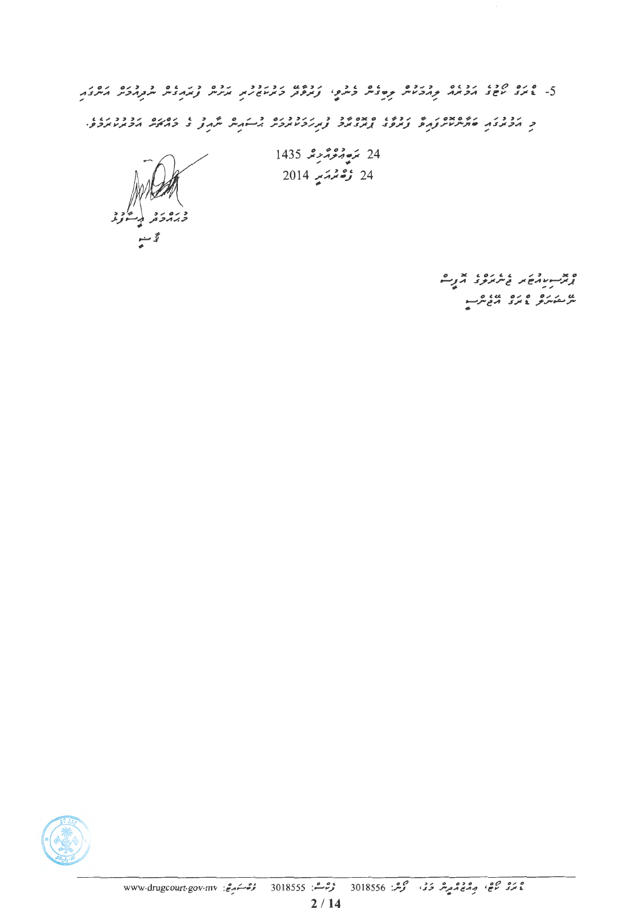5- ޑްރަގް ކޯޓުގެ އަމުރާއި ޚިލާފުވުމުން ލިބިގެން ވާނީ، ފަސްވަނަ މަރުޙަލާގައި ޝާމިލުވެ، ފަހަރުން ފެށިގެން ހަމައެކަނި ފުރުޞަތު ދެވިދާނެ ގޮތަށް

މި އަމުރުގައި ބަޔާންކޮށްފައިވާ ފަރުވާގެ ޕްރޮގްރާމު ފުރިހަމަކުރުމުން ބަލައިން ނިމުމަށް ގ މައްސަލަ އަމުރުކުރަމެވެ.

24 ރަބީޢުލްއާޚިރު 1435

24 ފެބްރުއަރީ 2014

މުޙައްމަދު ޙުސައިނު

ޤާޟީ

ޕްރޮސިކިއުޓަރ ޖެނެރަލްގެ އޮފީސް

ނޭޝަނަލް ޑްރަގް އެޖެންސީ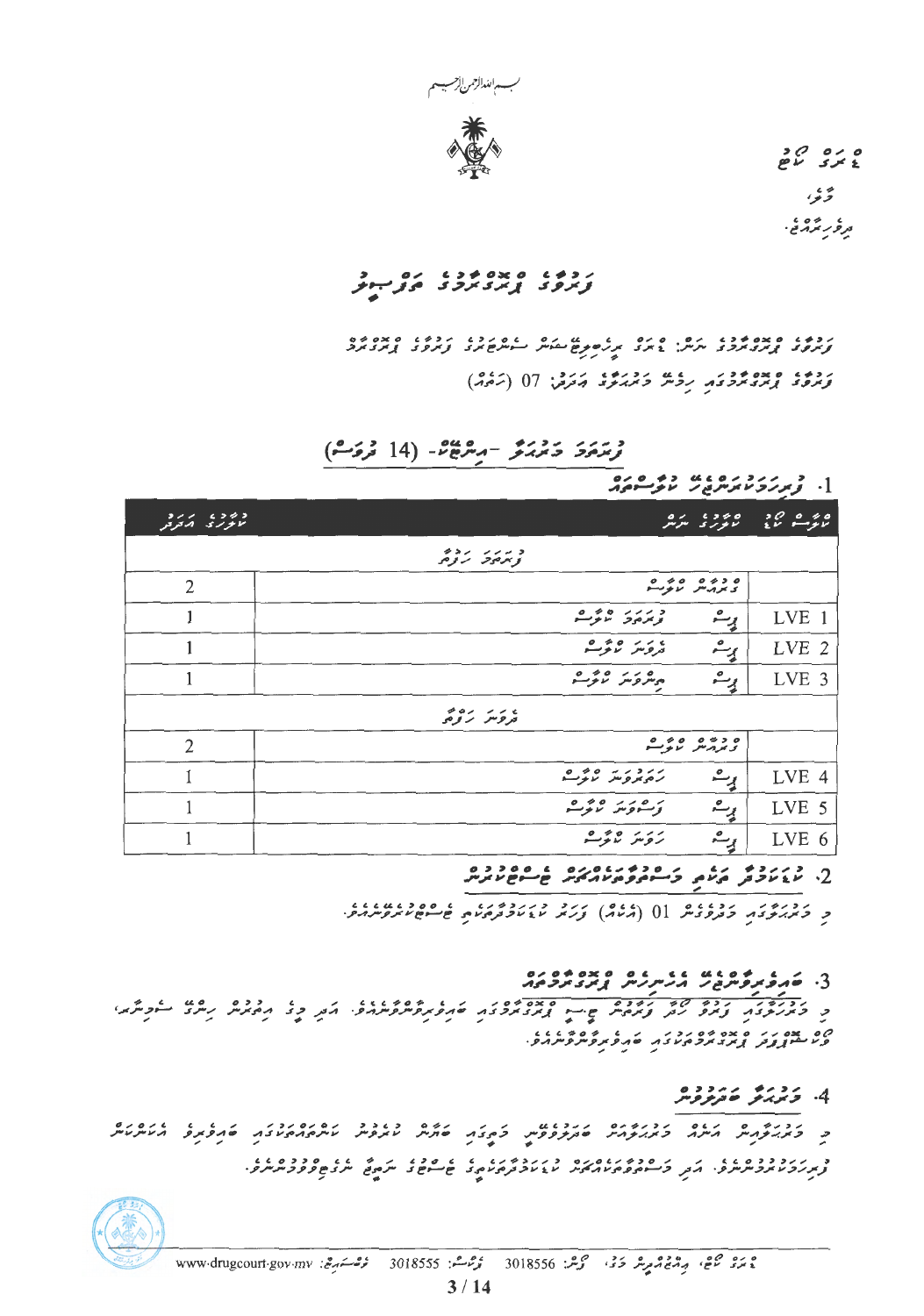بسم الله الرحمن الرحيم

ޑްރަގް ކޯޓު
މާލެ،
ދިވެހިރާއްޖެ.

# ފަރުވާގެ ޕްރޮގްރާމްގެ ތަފްސީލު

ފަރުވާގެ ޕްރޮގްރާމްގެ ނަން: ޑްރަގް ރިހެބިލިޓޭޝަން ސެންޓަރުގެ ފަރުވާގެ ޕްރޮގްރާމް
ފަރުވާގެ ޕްރޮގްރާމްގައި ހިމެނޭ މަރުޙަލާގެ އަދަދު: 07 (ހަތެއް)

## ފުރަތަމަ މަރުޙަލާ -އިންޓޭކް- (14 ދުވަސް)

### 1. ފުރިހަމަކުރަންޖެހޭ ކޯސްތައް

| ކޯސް ކޯޑް | ކޯހުގެ ނަން | ކްރެޑިޓް އަދަދު |
|---|---|---|
| | ފުރަތަމަ ހަފްތާ | |
| | ޖުމްލަ ކޯސް | 2 |
| LVE 1 | ޕާސް ފުރަތަމަ ކޯސް | 1 |
| LVE 2 | ޕާސް ދެވަނަ ކޯސް | 1 |
| LVE 3 | ޕާސް ތިންވަނަ ކޯސް | 1 |
| | ދެވަނަ ހަފްތާ | |
| | ޖުމްލަ ކޯސް | 2 |
| LVE 4 | ޕާސް ހަތަރުވަނަ ކޯސް | 1 |
| LVE 5 | ޕާސް ފަސްވަނަ ކޯސް | 1 |
| LVE 6 | ޕާސް ހަވަނަ ކޯސް | 1 |

### 2. ކޭސްމެނޭޖަރ އާއި މަޝްވަރާކުރުމާއި ސެޝަންކުރުން

މި މަރުޙަލާގައި މަދުވެގެން 01 (އެކެއް) ފަހަރު ކޭސްމެނޭޖަރާއި ސެޝަންކުރަންވާނެއެވެ.

### 3. ބައިވެރިވާންޖެހޭ އެހެނިހެން ޕްރޮގްރާމްތައް

މި މަރުޙަލާގައި ފަރުވާ ހޯދާ ފަރާތުން ޗެކް-އިން ޕްރޮގްރާމްގައި ބައިވެރިވާންވާނެއެވެ. އަދި މީގެ އިތުރުން ހިންގާ ސެމިނަރ، ވޯކްޝޮޕްފަދަ ޕްރޮގްރާމްތަކުގައި ބައިވެރިވާންވާނެއެވެ.

### 4. މަރުޙަލާ ބަދަލުކުރުން

މި މަރުޙަލާއިން އަނެއް މަރުޙަލާއަށް ބަދަލުވުމަށް މިހާރު ބަދަލުވާން ކަނޑައެޅިފައިވާ ބައިވެރިވާންޖެހޭ ކަންތައްތައް ފުރިހަމަކުރަންވާނެއެވެ. އަދި މަޝްވަރާކުރުމަށްފަހު ކޭސްމެނޭޖަރުގެ ނިންމުމާ އެއްގޮތަށް ބަދަލުކުރެވޭނެއެވެ.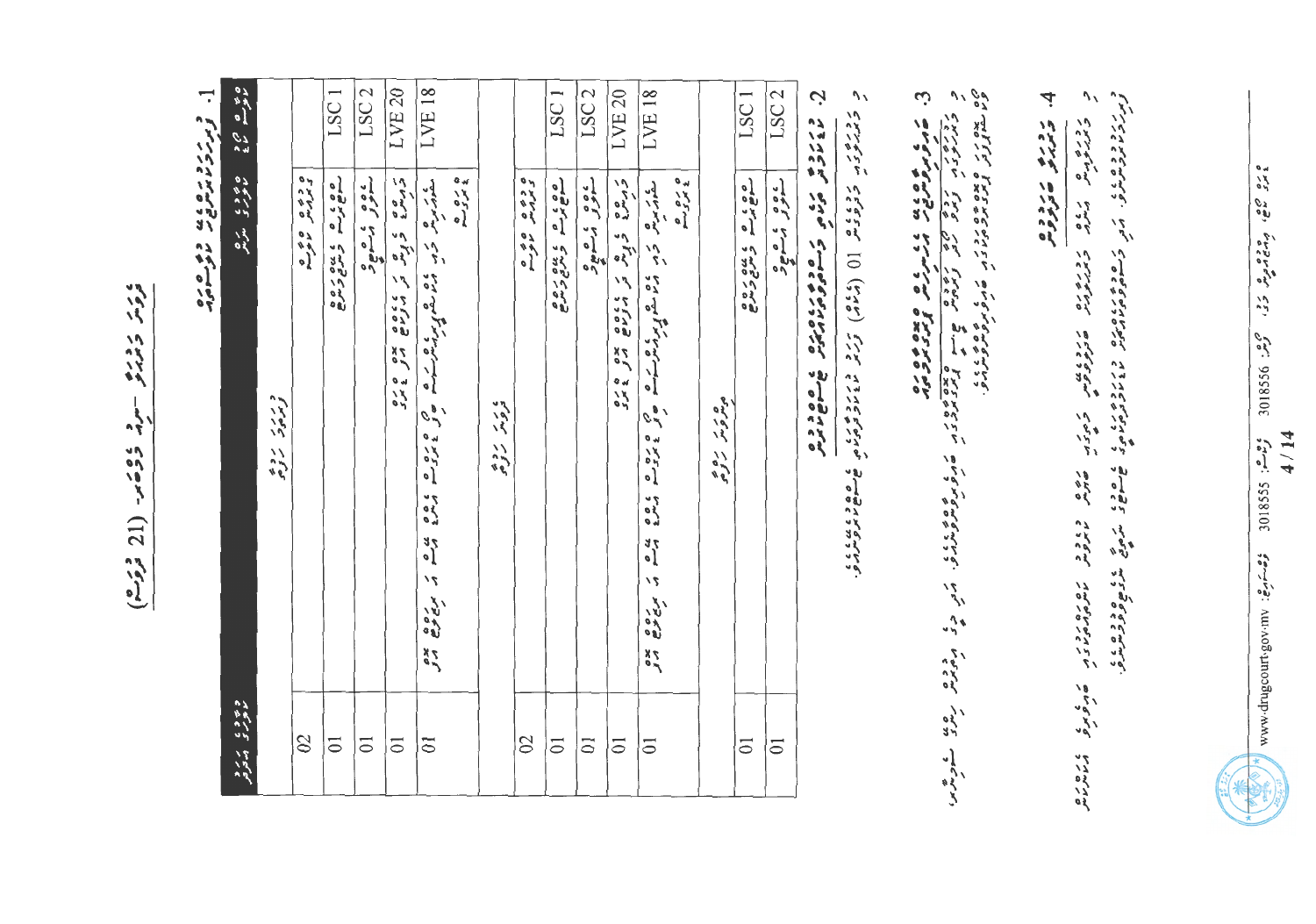# ފުރަތަމަ މަރުޙަލާ - ދިރިއުޅުން ފެށުން (21 ދުވަސް)

## 1. ކޯހުގެ ތަރުތީބު

| ޔުނިޓް ކޯޑު | ޔުނިޓްގެ ނަން | ސެޝަންގެ ޢަދަދު |
|---|---|---|
| | **ފުރަތަމަ ހަފްތާ** | |
| | ތަޢާރަފީ ސެޝަން | 02 |
| LSC 1 | ކޮމިއުނިކޭޝަން ސްކިލްސް | 01 |
| LSC 2 | ސްޓްރެސް މެނޭޖްމަންޓް | 01 |
| LVE 20 | ދީނީ ތަޢުލީމް | 01 |
| LVE 18 | ސަލާމަތީ ގޮތުގައި މަސައްކަތް ކުރުމާއި ތިމާވެށި ރައްކާތެރިކުރުން | 01 |
| | **ދެވަނަ ހަފްތާ** | |
| | ތަޢާރަފީ ސެޝަން | 02 |
| LSC 1 | ކޮމިއުނިކޭޝަން ސްކިލްސް | 01 |
| LSC 2 | ސްޓްރެސް މެނޭޖްމަންޓް | 01 |
| LVE 20 | ދީނީ ތަޢުލީމް | 01 |
| LVE 18 | ސަލާމަތީ ގޮތުގައި މަސައްކަތް ކުރުމާއި ތިމާވެށި ރައްކާތެރިކުރުން | 01 |
| | **ތިންވަނަ ހަފްތާ** | |
| LSC 1 | ކޮމިއުނިކޭޝަން ސްކިލްސް | 01 |
| LSC 2 | ސްޓްރެސް މެނޭޖްމަންޓް | 01 |

## 2. ކޯސް ފުރިހަމަކުރުމަށް ބޭނުންވާ ޝަރުޠުތައް

މި މަރުޙަލާ ފުރިހަމަކުރުމަށް 01 (އެކެއް) ޔުނިޓް ފުރިހަމަކުރުން ލާޒިމުކުރެވޭނެއެވެ.

## 3. އެސެސްމަންޓް އާއި ސެޓްފިކެޓް ދިނުން

މި މަރުޙަލާ ފުރިހަމަކުރާ ފަރާތްތަކަށް ސެޓްފިކެޓް ދެވޭނެއެވެ. އަދި މި މަރުޙަލާގައި ހިމެނޭ ޔުނިޓްތަކުގެ އެސެސްމަންޓް ކުރެވޭނެއެވެ.

## 4. ދަސްކުރުމުގެ ނަތީޖާ

ދަސްކުރުމުގެ ނަތީޖާ ކަނޑައެޅޭނީ މި މަރުޙަލާގައި ހިމެނޭ ޔުނިޓްތަކުގެ އެސެސްމަންޓްގެ ނަތީޖާއަށް ބަލައިގެންނެވެ.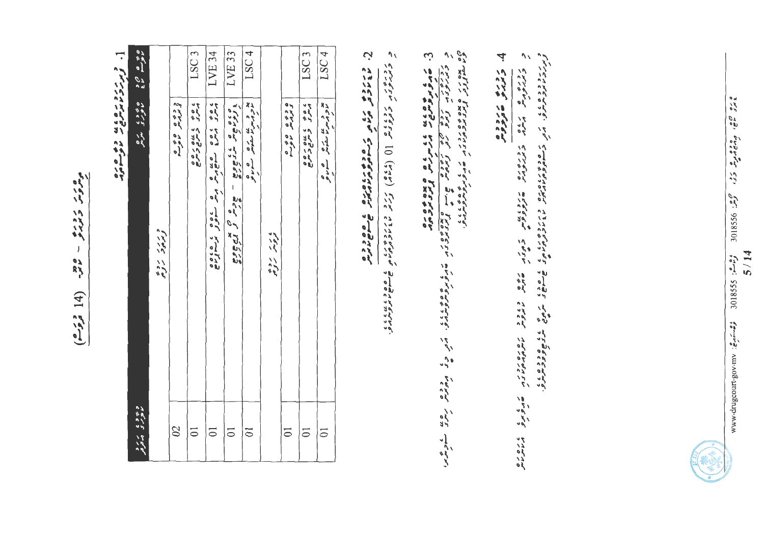# (ޖަދުވަލު 14) ބައި - ކޯސް ތަފްސީލު

## 1. ފުރަތަމަ ދަރަޖައިގެ ޕްރޮގްރާމް

| ކޯސް ކޯޑު | ކޯހުގެ ނަން | ބައި | ކޯސްތަކުގެ އަދަދު |
|---|---|---|---|
| | ފުރަތަމަ ބައި | ފުރަތަމަ ހަފްތާ | 02 |
| LSC 3 | އިސްލާމް ދީނާއި ގުޅޭ | | 01 |
| LVE 34 | ދިވެހި ބަސް ކިޔެވުން | | 01 |
| LVE 33 | ޙަޔާތުގެ ހުނަރުތައް - ފުރަތަމަ ބައި | | 01 |
| LSC 4 | ސިއްޙަތާއި ގުޅޭ | | 01 |
| | ފުރަތަމަ ބައި | ދެވަނަ ހަފްތާ | 01 |
| LSC 3 | އިސްލާމް ދީނާއި ގުޅޭ | | 01 |
| LSC 4 | ސިއްޙަތާއި ގުޅޭ | | 01 |

## 2. ޕްރޮގްރާމުގެ ތެރޭގައި ކުރަންޖެހޭ ކަންކަން

މި ޕްރޮގްރާމުގައި ހަފްތާއަކު 01 (އެކެއް) ފަހަރު ބައިވެރިވާން ޖެހޭނެއެވެ.

## 3. ކޯސްތަކުގެ ތެރެއިން ޕްރޮގްރާމް ފުރިހަމަކުރުން

ޕްރޮގްރާމުގައި ހުރި ކޯސްތައް ފުރިހަމަކުރުމަށްފަހު، ޕްރޮގްރާމް ފުރިހަމަކުރެވިއްޖެކަމަށް ބެލޭނެއެވެ.

## 4. ކޯސް ނިމުމުން

ޕްރޮގްރާމް ފުރިހަމަކުރުމުން ކޯޓަށް ރިޕޯޓެއް ހުށަހަޅަންވާނެއެވެ.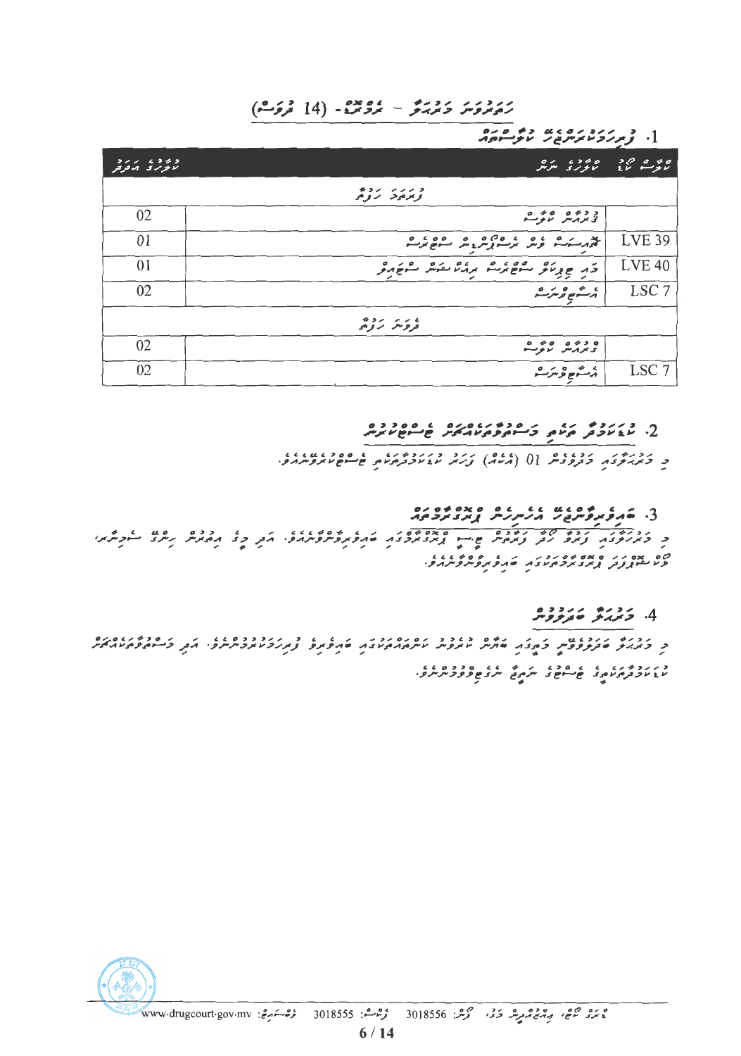# ހަތަރުވަނަ މަރުޙަލާ - ދެވަނަ- (14 ދުވަސް)

## 1. ފުރިހަމަކުރަންޖެހޭ ކްލާސްތައް

| ކްލާސް ކޯޑް | ކްލާސްގެ ނަން | ކްލާސްގެ އަދަދު |
|---|---|---|
| | **ފުރަތަމަ ހަފުތާ** | |
| | ގްރޫޕް ކްލާސް | 02 |
| LVE 39 | ރިލެޕްސް ޕްރިވެންޝަން ސްކިލްސް | 01 |
| LVE 40 | މައި ޗިލްޑްރަން ސްޓްރެސް މެނޭޖްމަންޓް | 01 |
| LSC 7 | އެސެސްމަންޓް | 02 |
| | **ދެވަނަ ހަފުތާ** | |
| | ގްރޫޕް ކްލާސް | 02 |
| LSC 7 | އެސެސްމަންޓް | 02 |

## 2. ކޭސްމެނޭޖަރާއި މަޝްވަރާކުރުމަށް ބައްދަލުކުރުން

މި މަރުޙަލާގައި މަދުވެގެން 01 (އެއްފަހަރު) ހަފުތާއަކު ކޭސްމެނޭޖަރާއި ބައްދަލުކުރަންވާނެއެވެ.

## 3. ބައިވެރިވާންޖެހޭ އެހެނިހެން ޕްރޮގްރާމްތައް

މި މަރުޙަލާގައި ހަފުތާ ކޮޅު ހަމައެކަނި ޚާއްޞަ ޕްރޮގްރާމްގައި ބައިވެރިވާންވާނެއެވެ. އަދި މީގެ އިތުރުން ހިންގާ ސެޝަންތައް، ވޯކްޝޮޕްފަދަ ޕްރޮގްރާމްތަކުގައި ބައިވެރިވާންވާނެއެވެ.

## 4. މަރުޙަލާ ބަދަލުވުން

މި މަރުޙަލާ ބަދަލުވުމަށް މި މަރުޙަލާގައި ބާއްވާ ކްލާސް ކަންތައްތަކުގައި ބައިވެރިވެ ފުރިހަމަކުރަންޖެހޭނެއެވެ. އަދި މަސްވާރާކުރުމަށް ކޭސްމެނޭޖަރާއި ޓެސްޓުގެ ނަތީޖާ ރަނގަޅުވުންޖެހޭނެއެވެ.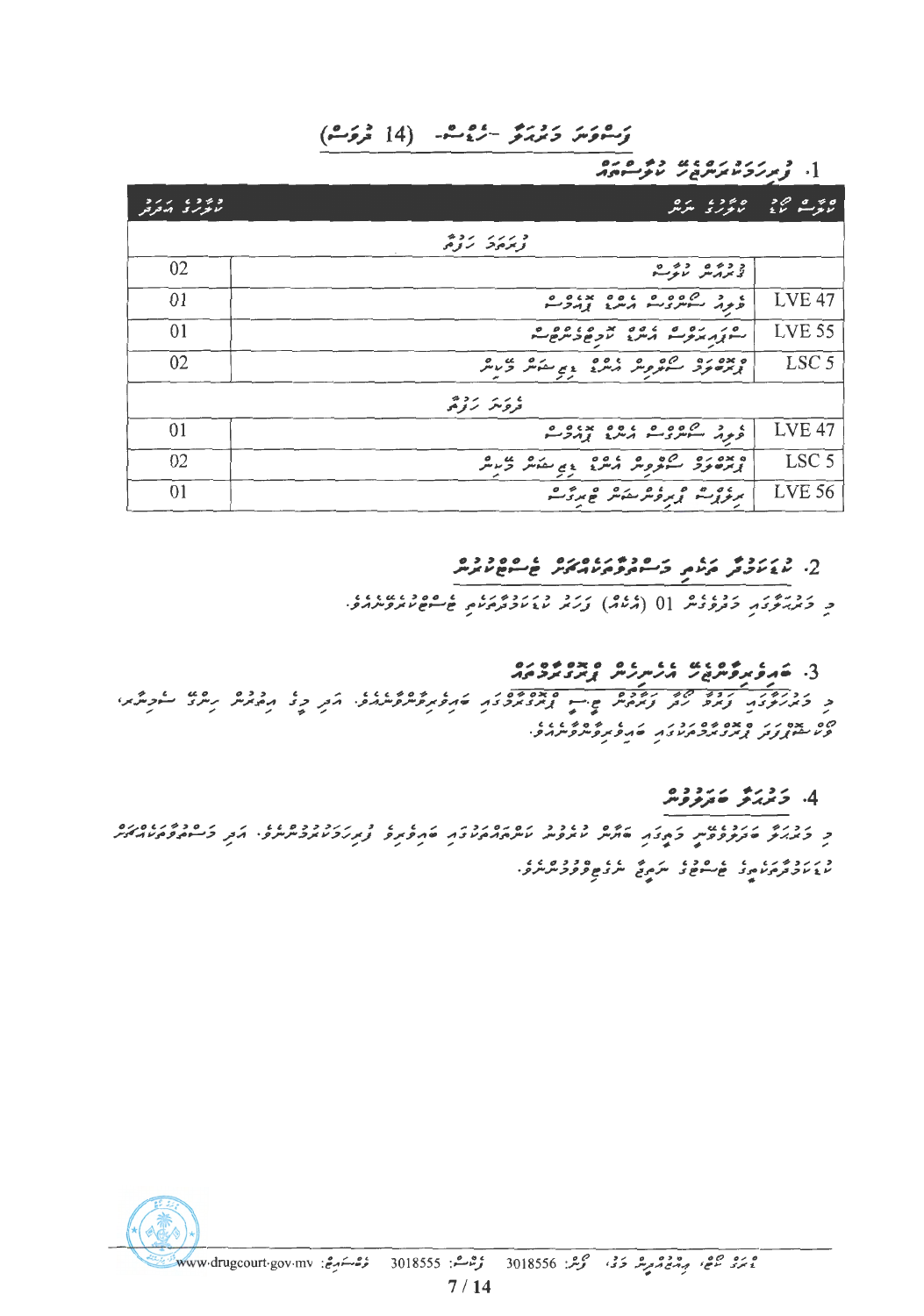## ފަސްވަނަ މަރުޙަލާ -ހޯމްސް- (14 ދުވަސް)

### 1. ފުރިހަމަކުރަންޖެހޭ ކްލާސްތައް

| ކްލާސް ކޯޑު | ކްލާސްގެ ނަން | ކްލާސްގެ އަދަދު |
|---|---|---|
| | **ފުރަތަމަ ހަފްތާ** | |
| | ގްރުއަޕް ކްލާސް | 02 |
| LVE 47 | ލިވިން ސްކިލްސް އެންޑް ޕްރޮބްލަމްސް | 01 |
| LVE 55 | ސްޕިރިޗުއަލް އެންޑް ކަލްޗަރަލް ބިލީފްސް | 01 |
| LSC 5 | ޕްރޮބްލަމް ސޮލްވިންގ އެންޑް ޑިސިޝަން މޭކިންގ | 02 |
| | **ދެވަނަ ހަފްތާ** | |
| LVE 47 | ލިވިން ސްކިލްސް އެންޑް ޕްރޮބްލަމްސް | 01 |
| LSC 5 | ޕްރޮބްލަމް ސޮލްވިންގ އެންޑް ޑިސިޝަން މޭކިންގ | 02 |
| LVE 56 | ރިލެޕްސް ޕްރިވެންޝަން ޓްރިގަރސް | 01 |

### 2. ކޭސްމެނޭޖަރު ބަލައި މަޝްވަރާދޭ ސެޝަންތައް

މި މަރުޙަލާގައި މަދުވެގެން 01 (އެކެއް) ފަހަރު ކޭސްމެނޭޖަރު ބަލައި ސެޝަނަށް ހާޒިރުވާންވާނެއެވެ.

### 3. ބައިވެރިވާންޖެހޭ އެހެނިހެން ޕްރޮގްރާމްތައް

މި މަރުޙަލާގައި ފަރުދު ކޯޓު ފަރާތުން ޗެކް ކުރާ ޕްރޮގްރާމްތަކުގައި ބައިވެރިވާންވާނެއެވެ. އަދި މީގެ އިތުރުން ހިންގާ ސްކިލްސް، ވޮކޭޝަނަލް ޕްރޮގްރާމްތަކުގައި ބައިވެރިވާންވާނެއެވެ.

### 4. މަރުޙަލާ ބަދަލުވުން

މި މަރުޙަލާ ބަދަލުވާނީ މިތާގައި ބަޔާން ކުރެވުނު ކަންތައްތަކުގައި ބައިވެރިވެ ފުރިހަމަކުރުމުންނެވެ. އަދި މަޝްވަރާދޭ ކޭސްމެނޭޖަރުގެ ޖާސްޓިސް ނަތީޖާ ރިވިއުކުރުމުންނެވެ.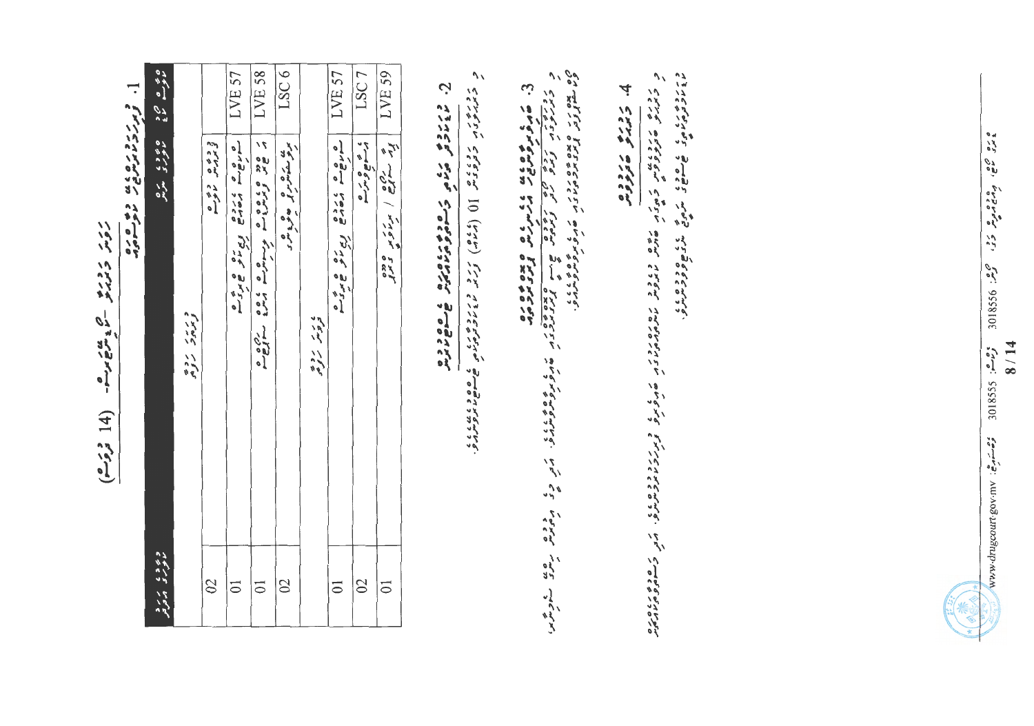# (14 ވަނަ ބައި) ޤާނޫނީ ޝަރީޢަތު - ސެޓްފިކެޓް

## 1. ފުރިހަމަކުރަންޖެހޭ ޤާބިލްކަމާއި ކޮމްޕެޓެންސީ

| ކޮމްޕެޓެންސީ ކޯޑް | ކޮމްޕެޓެންސީގެ ނަން | | ލެވެލް |
|---|---|---|---|
| | | ޤާނޫނީ ދާއިރާ | |
| | ޤާނޫނީ ދާއިރާ | | 02 |
| LVE 57 | ސިވިލް ޤާނޫނު ޢާންމު އުސޫލު | | 01 |
| LVE 58 | ޤާނޫނީ ނިޒާމު އަދި ޝަރީޢަތް ކުރުން | | 01 |
| LSC 6 | ޤާނޫނީ ލިޔުންތައް ތައްޔާރުކުރުން | | 02 |
| | | ޢާންމު ދާއިރާ | |
| LVE 57 | ސިވިލް ޤާނޫނު ޢާންމު އުސޫލު | | 01 |
| LSC 7 | އިސްލާމީ ޝަރީޢަތް | | 02 |
| LVE 59 | ފިޤުހު / އިސްލާމީ ޤާނޫނު | | 01 |

## 2. ވަޒީފާގެ ދާއިރާގެ މަސައްކަތްތަކަށް ރަޖިސްޓަރީވުން

ވަޒީފާގެ ދާއިރާގެ 01 (އެކެއް) ވަނަ މަސައްކަތްތަކަށް ރަޖިސްޓަރީވެފައިވުން.

## 3. ބަލައިގަނެވޭނެ އެހެނިހެން ތަޖުރިބާ

ވަޒީފާއާ ގުޅޭ ދާއިރާއެއްގައި މަސައްކަތް ކޮށްފައިވާ ތަޖުރިބާ ބަލައިގަނެވޭނެއެވެ. އަދި މިފަދަ ތަޖުރިބާ ހޯދުމަށް ކޯސް ހެދުމަށް ބަލައިގަނެވޭނެއެވެ.

## 4. ވަޒީފާގެ ބޭނުންތައް

މި ވަޒީފާގެ މަސައްކަތްތައް ކުރުމަށް ބޭނުންވާ ޤާބިލްކަމާއި ތަޖުރިބާ ހޯދުމަށް ފުރިހަމަކުރަންޖެހޭ ޝަރުތުތަކެވެ. އަދި މަސައްކަތްތަކަށް ރަޖިސްޓަރީވުމަށް ޝަރުޠު ހަމަވާންވާނެއެވެ.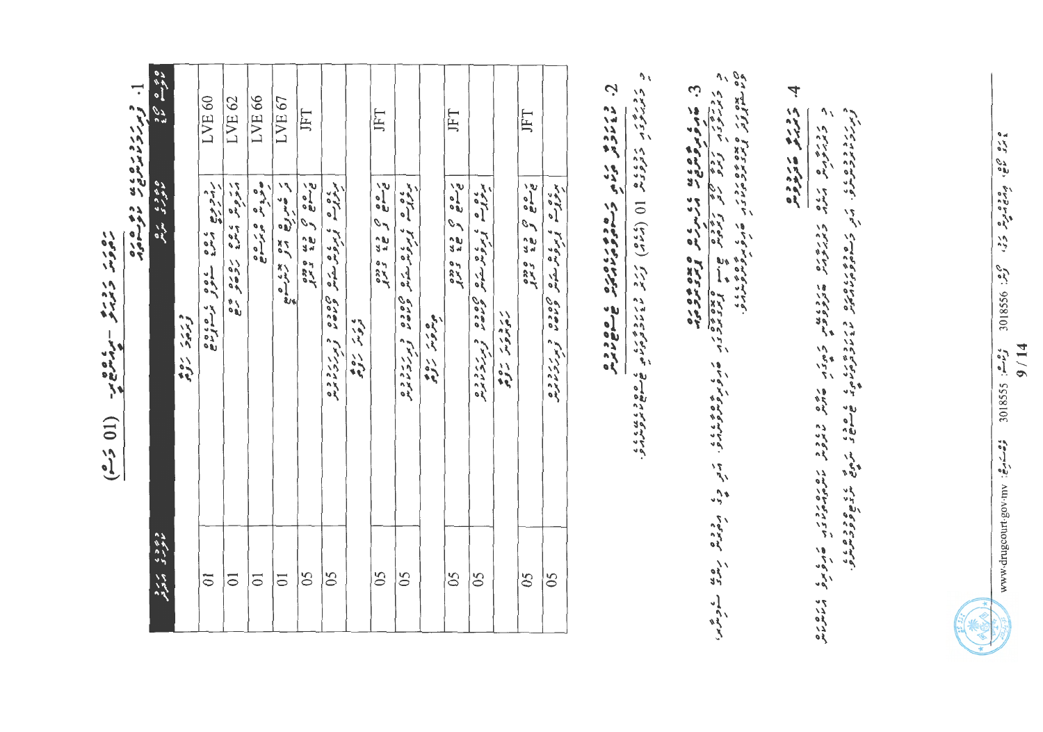# (ޖަދުވަލު 01) ހިފެހެއްޓިފައިވާ ތަކެތި

1. ހިފެހެއްޓިފައިވާ ތަކެތީގެ ތަފްސީލު

| ލޭބަލް ނަންބަރު | ތަކެތީގެ ނަން | ތަކެތީގެ އަދަދު |
|---|---|---|
| | މުދާ ހިމެނޭ | |
| LVE 60 | ސިލްވަރ ކުލައިގެ އައިފޯން | 01 |
| LVE 62 | ނޯކިއާ ފޯނު | 01 |
| LVE 66 | ސިމް ކާޑު | 01 |
| LVE 67 | ޕެނަޑޯލް ޕެކެޓް | 01 |
| JFT | ބްރައުން ކުލައިގެ ޕައުޑަރ | 05 |
| | ޕްލާސްޓިކް ކޮތަޅު | 05 |
| | ފުރަތަމަ ކޮތަޅު | |
| JFT | ބްރައުން ކުލައިގެ ޕައުޑަރ | 05 |
| | ޕްލާސްޓިކް ކޮތަޅު | 05 |
| | ދެވަނަ ކޮތަޅު | |
| JFT | ބްރައުން ކުލައިގެ ޕައުޑަރ | 05 |
| | ޕްލާސްޓިކް ކޮތަޅު | 05 |
| | ތިންވަނަ ކޮތަޅު | |
| JFT | ބްރައުން ކުލައިގެ ޕައުޑަރ | 05 |
| | ޕްލާސްޓިކް ކޮތަޅު | 05 |

2. ހިފެހެއްޓިފައިވާ ތަކެތި ނައްތާލުމާއި ހަވާލުކުރުން

މި ޖަދުވަލުގެ 01 (އެކެއް) ގައި ހިމެނޭ ތަކެތި ނައްތާލުމަށް ހަވާލުކުރުމަށް ނިންމައިފިއެވެ.

3. ޤަވާޢިދާ ޚިލާފަށް ހިފެހެއްޓިފައިވާ ތަކެތި

ނިންމުމުގެ ތަފްސީލު މި ޤަޟިއްޔާގައި ހިފެހެއްޓިފައިވާ ތަކެތި ޤާނޫނާ އެއްގޮތަށް ހަވާލުކުރުމަށް ނިންމައިފިއެވެ.

4. ބަންދުގެ މުއްދަތު

މި ޤަޟިއްޔާގެ ބަންދުގެ މުއްދަތު ޙުކުމުގެ މުއްދަތުން އުނިކުރުމަށް ނިންމައިފިއެވެ.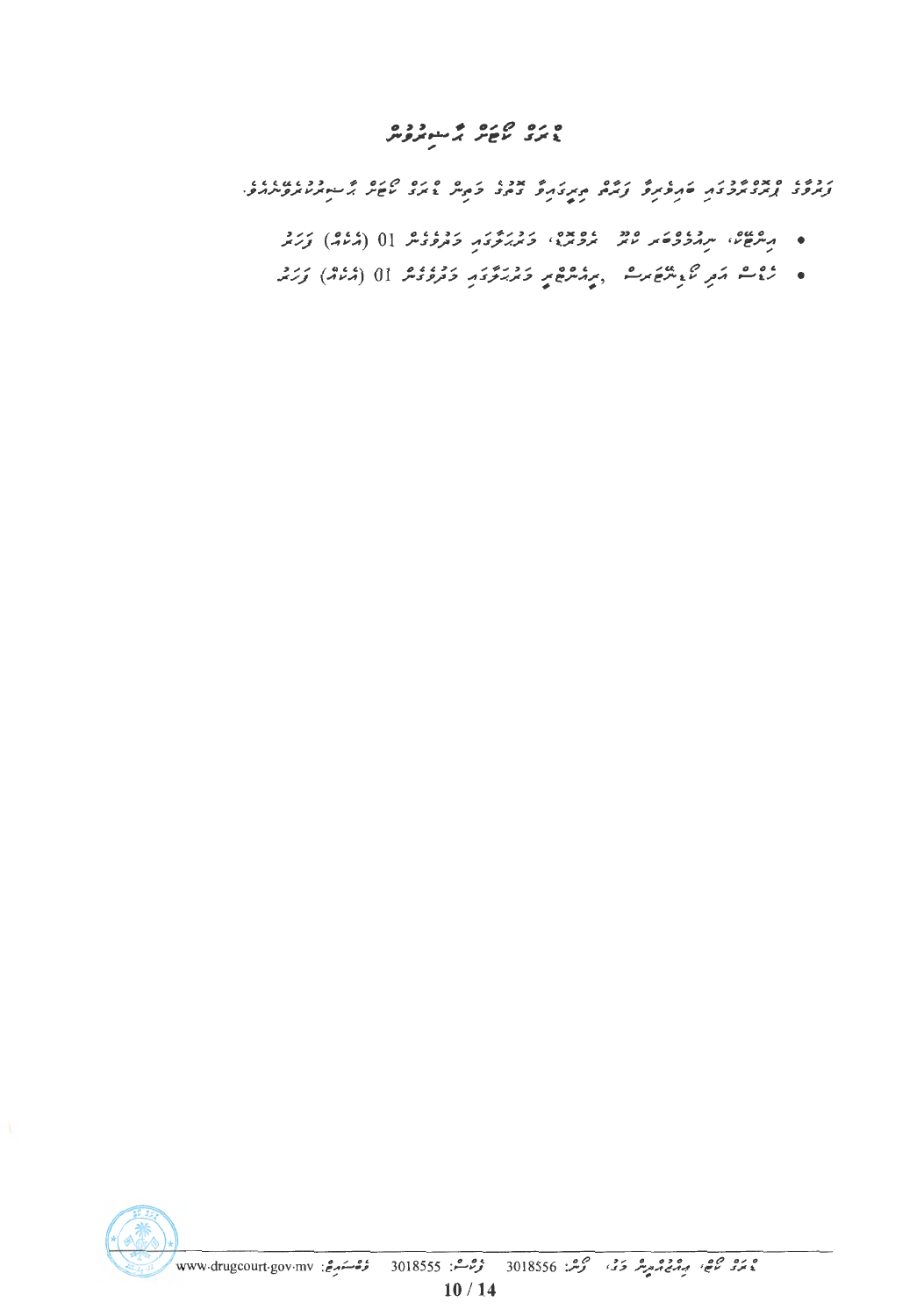# ޑްރަގް ކޯޓުން ޙާޞިލުކުރުން

ފަހުގެ ފްރޮގްރާމުގައި ބައިވެރިވާ ފަރާތް ރިހިޔާއިވާ ގޮތުގެ މަތިން ޑްރަގް ކޯޓުން ޙާޞިލުކުރުވާނެއެވެ.

- އިންޓޭކް، ނިޔުމިކުރިބަހަ ކޯޓު ބަލަހައްޓާ، މަރުޙަލާގައި މަދުވެގެން 01 (އެކެއް) ފަހަރު
- ހެލްތު އަދި ކޮމިއުނިޓީ ޑިޕާޓްމަންޓް ,ރިއެންޓްރީ މަރުޙަލާގައި މަދުވެގެން 01 (އެކެއް) ފަހަރު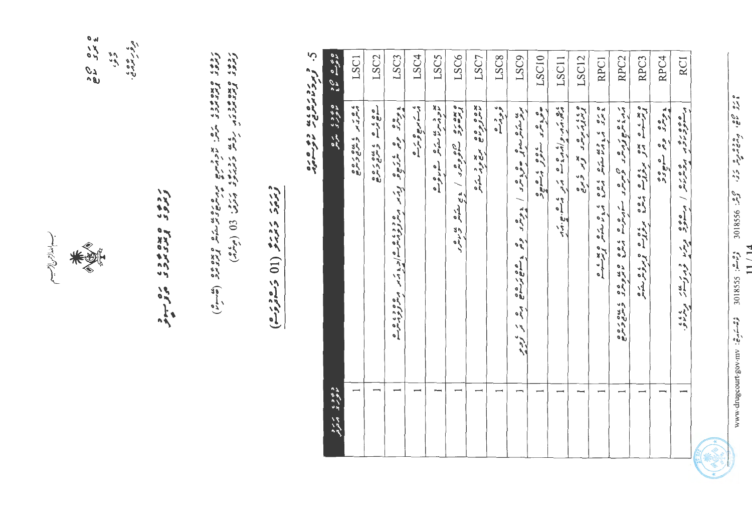بسم الله الرحمن الرحيم

ޑްރަގް ކޯޓު

މާލެ،

ދިވެހިރާއްޖެ.

## 5.

| | | | |
|---|---|---|---|
| LSC1 | | 1 | |
| LSC2 | | 1 | |
| LSC3 | | 1 | |
| LSC4 | | 1 | |
| LSC5 | | 1 | |
| LSC6 | | 1 | |
| LSC7 | | 1 | |
| LSC8 | | 1 | |
| LSC9 | | 1 | |
| LSC10 | | 1 | |
| LSC11 | | 1 | |
| LSC12 | | 1 | |
| RPC1 | | 1 | |
| RPC2 | | 1 | |
| RPC3 | | 1 | |
| RPC4 | | 1 | |
| RC1 | | 1 | |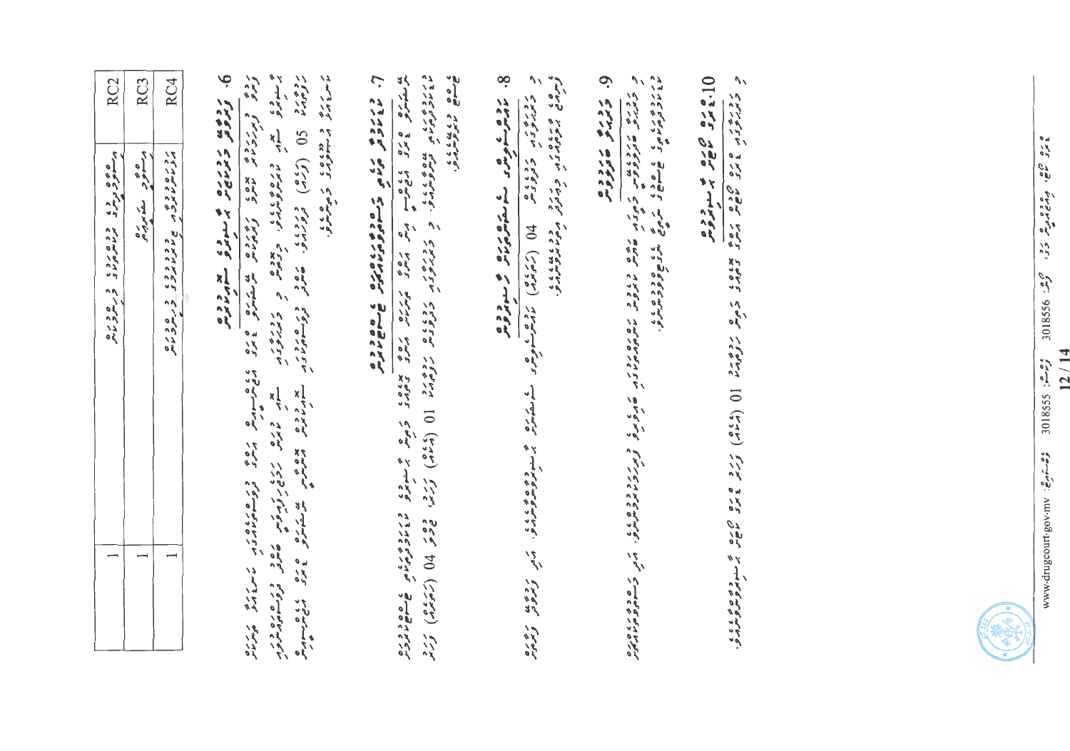| RC2 | ... | 1 |
|---|---|---|
| RC3 | ... | 1 |
| RC4 | ... | 1 |

## 6. ...

... 05 (ފަހެއް) ...

## 7. ...

... 04 (ހަތަރެއް) ... 01 (އެކެއް) ...

## 8. ...

... 04 (ހަތަރެއް) ...

## 9. ...

...

## 10. ...

... 01 (އެކެއް) ...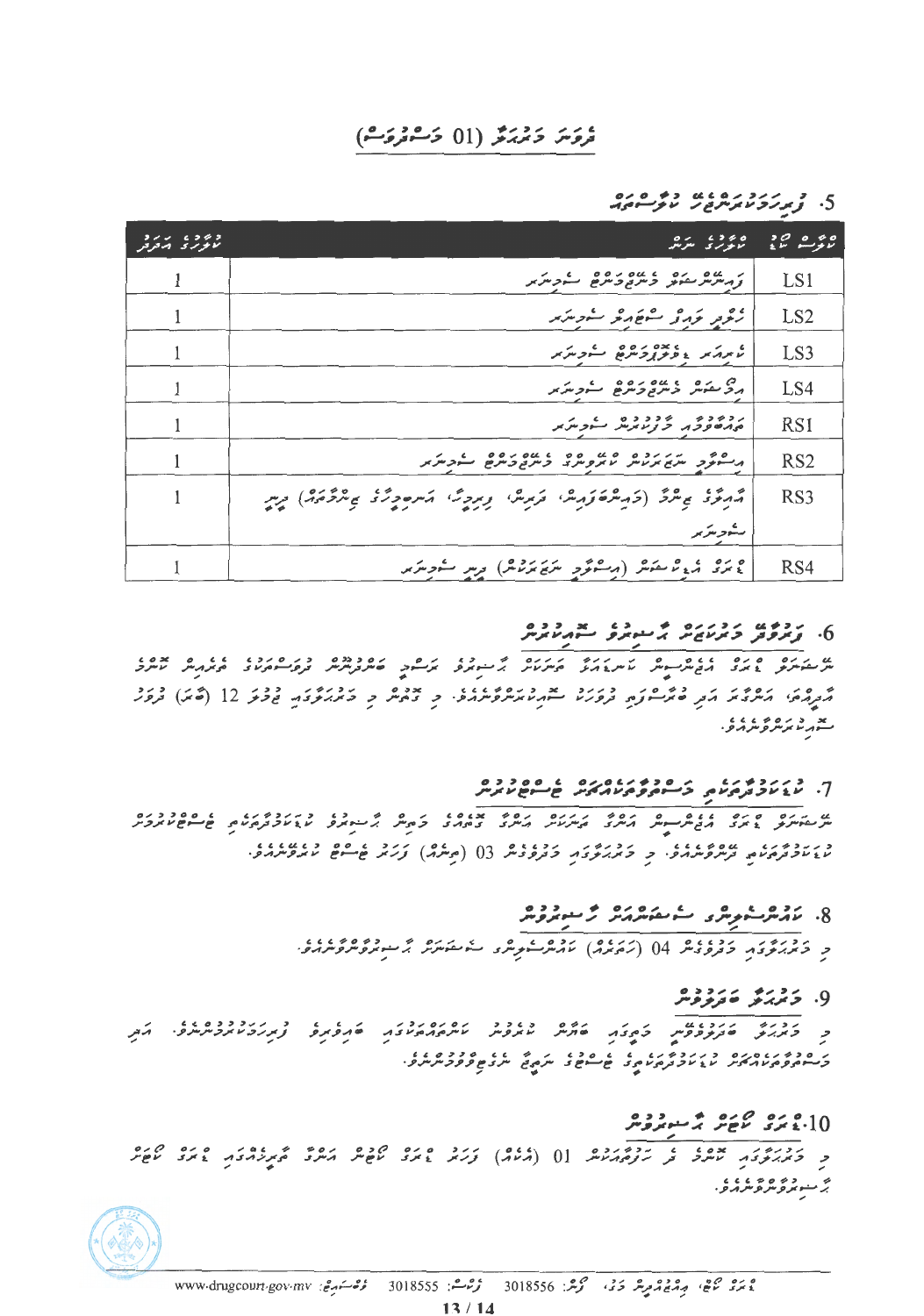## ދުވަސް މުއްދަތު (01 މަސްދުވަސް)

### 5. ފުރިހަމަކުރަންޖެހޭ ކްލާސްތައް

| ކްލާސް ކޯޑު | ކްލާހުގެ ނަން | ކްލާހުގެ އަދަދު |
|---|---|---|
| LS1 | ފައިނޭންޝަލް މެނޭޖްމަންޓް ސްކިލްސް | 1 |
| LS2 | ހެލްދީ ލައިފް ސްޓައިލް ސްކިލްސް | 1 |
| LS3 | ކެރިއަރ ޑިވެލޮޕްމަންޓް ސްކިލްސް | 1 |
| LS4 | އިމޯޝަން މެނޭޖްމަންޓް ސްކިލްސް | 1 |
| RS1 | ރިލެޕްސް ޕްރިވެންޝަން ސްކިލްސް | 1 |
| RS2 | އިސްލާމީ ނަޒަރިއްޔާ ކޯޕިންގ މެނޭޖްމަންޓް ސްކިލްސް | 1 |
| RS3 | އާއިލާގެ ޒިންމާ (މައިންބަފައިން، ދަރިން، ފިރިމީހާ، އަނބިމީހާގެ ޒިންމާތައް) ދީނީ ސްކިލްސް | 1 |
| RS4 | ޑްރަގް އެޑިކްޝަން (އިސްލާމީ ނަޒަރިއްޔާ) ދީނީ ސްކިލްސް | 1 |

### 6. ފޯކަސް މުއްދަތުގައި ހާޒިރުވާ ސްޓޭޓަސް

ނަސޭހަތު ޑްރަގް އެޑިކްޝަން ކައުންސެލަރގެ ތަރައްގީ ހާޒިރުވުމާއި ރަސްމީ ބަލަހައްޓާ ދުވަސްތަކުގައި މައިގަނޑު އަދާކުރާ އަދި ބެލެނިވެރި ދުވަސްތަކުގައި ސުޕަރވައިޒްކުރަންވާނެއެވެ. މި ދުވަސް މި މުއްދަތުގައި ޖުމުލަ 12 (ބާރަ) ދުވަސް ސުޕަރވައިޒްކުރަންވާނެއެވެ.

### 7. ކޭސްމެނޭޖަރާއި މަސްދޫކުރެވޭތަކުން ޗެކްކުރުން

ނަސޭހަތު ޑްރަގް އެޑިކްޝަން އެކުގައި ބައިވެރިވާ ކޭސްމެނޭޖަރާއި މަހުން ހާޒިރުވާ ކޭސްމެނޭޖަރާއި ޗެކްކުރުމުގައި، މި މުއްދަތުގައި މަހުގައި 03 (ތިނެއް) ފަހަރު ޗެކް ކުރަންވާނެއެވެ.

### 8. ކައުންސެލިންގ ސެޝަންތަކަށް ހާޒިރުވުން

މި މުއްދަތުގައި މަހުގައި 04 (ހަތަރެއް) ކައުންސެލިންގ ސެޝަނަށް ހާޒިރުވާންވާނެއެވެ.

### 9. މުއްދަތު ބަދަލުވުން

މި މުއްދަތު ބަދަލުވުމަށް މިވަގުތު ބޭނުން ކުރެވުން ކަނޑައެޅިފައިވާ ބައިތަކެއް ފުރިހަމަކުރަން ޖެހޭނެއެވެ. އަދި މަސްދޫކުރެވޭތަކުން ކޭސްމެނޭޖަރާއި ޗެކްކޮށް ނަތީޖާ ރަނގަޅުވާން ޖެހޭނެއެވެ.

### 10. ޑްރަގް ޓެސްޓް ހާޒިރުވުން

މި މުއްދަތުގައި ކޯޓުގެ ދެ ހަފްތާއަކުން 01 (އެކެއް) ފަހަރު ޑްރަގް ޓެސްޓް އަދި ޕްރޮގްރާމުގައި ޑްރަގް ޓެސްޓް ހާޒިރުވާންވާނެއެވެ.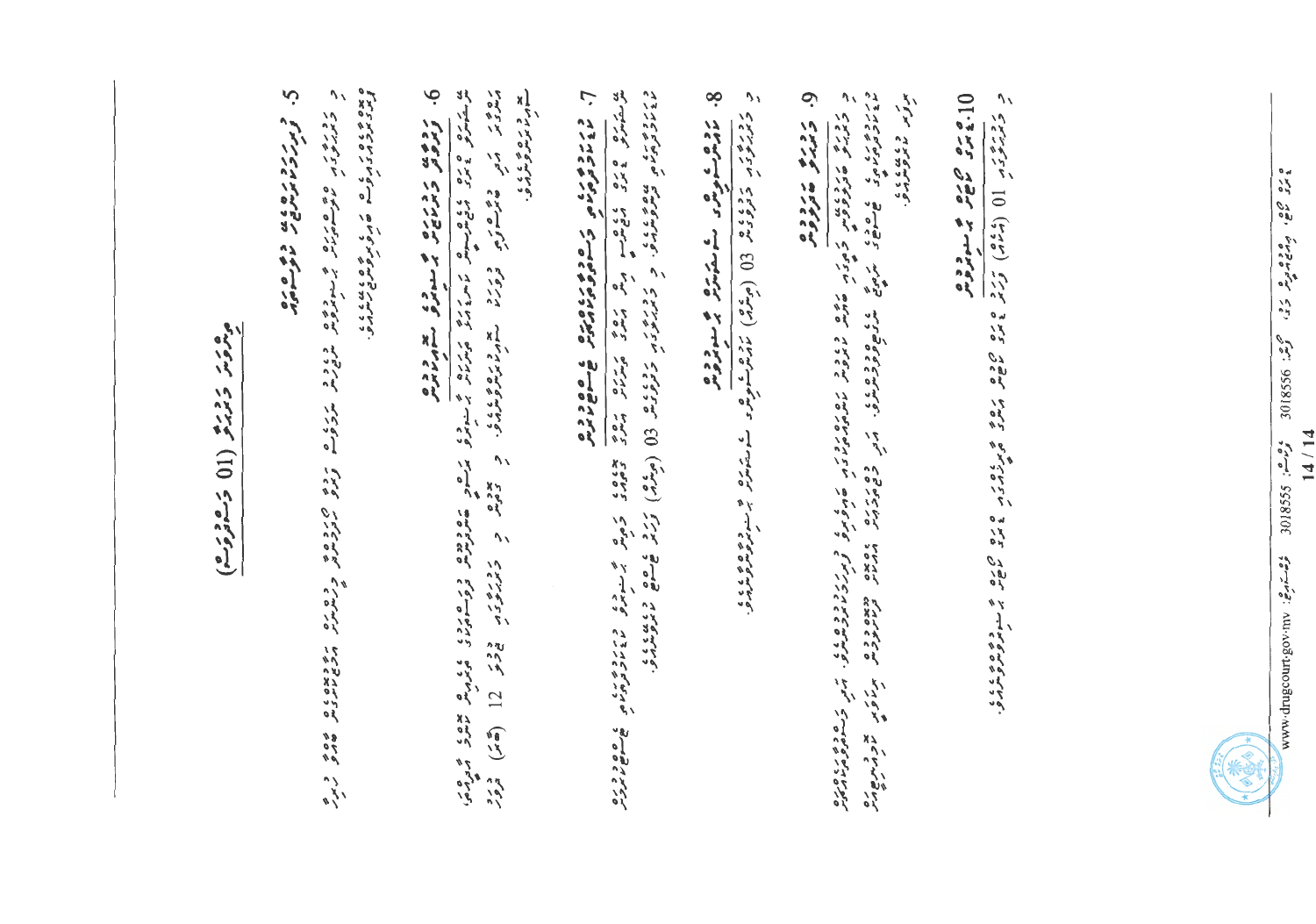(ޖަދުވަލު 01 ގެ ދަށުން)

**5. ފަރުދުގެ ޢާއިލާއާ ބެހޭގޮތުން**

މި ޙުކުމްގެ ދަށުން ޝަރުޠުތައް ހިންގުމުގައި ފަރުދުގެ ޢާއިލާގެ ބައިވެރިވުން ލިބިގަންނަންވާނެއެވެ.

**6. ރިހެބިލިޓޭޝަން ޕްރޮގްރާމް**

ފަރުދު ޕްރޮގްރާމް ފުރިހަމަކުރަންޖެހޭ މުއްދަތަކީ 12 (ބާރަ) މަސްދުވަސް ކަމުގައި ވާންވާނެއެވެ.

**7. ކައުންސެލިންގ ސެޝަންތަކަށް ހާޒިރުވުން**

ފަރުދު މަސްދުވަހަކު 03 (ތިނެއް) ފަހަރު ކައުންސެލިންގ ސެޝަންތަކަށް ހާޒިރުވާންވާނެއެވެ.

**8. ކޯޓަށް ހާޒިރުވުން**

މަސްދުވަހަކު 03 (ތިނެއް) ފަހަރު ކޯޓަށް ހާޒިރުވާންވާނެއެވެ.

**9. ޙުކުމް ހިންގުން**

މި ޙުކުމް ހިންގުމުގެ ޒިންމާ އުފުލާނީ ކަމާބެހޭ މުއައްސަސާތަކުންނެވެ.

**10. ޑްރަގް ޓެސްޓް ހެދުން**

މަސްދުވަހަކު 01 (އެކެއް) ފަހަރު ޑްރަގް ޓެސްޓް ހަދަންވާނެއެވެ.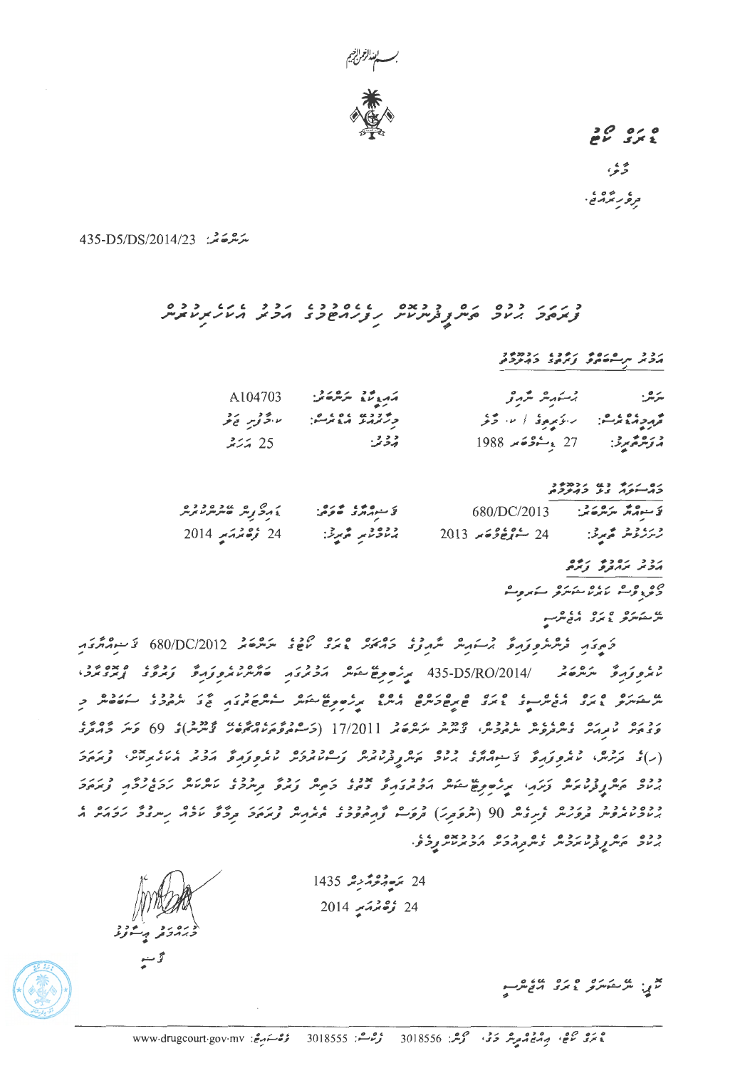بسم الله الرحمن الرحيم

ޑްރަގް ކޯޓު

މާލެ،

ދިވެހިރާއްޖެ.

ނަންބަރު: 435-D5/DS/2014/23

# ފުރަތަމަ ޖުރުމު ތަންފީޒުކުރުން ހިފެހެއްޓުމުގެ އަމުރު އުވައިލެވުނު

## އަމުރު ނިސްބަތްވާ ފަރާތުގެ މަޢުލޫމާތު

| | | | |
|---|---|---|---|
| ނަން: | ޙުސައިން ޝާހިލް | އައިޑީކާޑު ނަންބަރު: | A104703 |
| ދާއިމީ އެޑްރެސް: | ހ. ފިރިމާގެ / ނ. ވެލި | މިހާރުގެ އެޑްރެސް: | ކ. މާފުށި ޖަލު |
| އުފަންތާރީޚު: | 27 ޑިސެމްބަރު 1988 | އުމުރު: | 25 އަހަރު |

## ޖިނާއީ މައްސަލައިގެ މަޢުލޫމާތު

| | | | |
|---|---|---|---|
| ޤަޟިއްޔާ ނަންބަރު: | 680/DC/2013 | ޤަޟިއްޔާގެ ބާވަތް: | ޑްރަގް ބޭނުންކުރުން |
| ހުށަހެޅުނު ތާރީޚު: | 24 ސެޕްޓެމްބަރު 2013 | ޙުކުމްކުރި ތާރީޚު: | 24 ފެބްރުއަރީ 2014 |

## އަމުރު ހަވާލުކުރާ ފަރާތް

މޯލްޑިވްސް ކަރެކްޝަނަލް ސަރވިސް

ނެޝަނަލް ޑްރަގް އެޖެންސީ

މަތީގައި ދެންނެވިފައިވާ ޙުސައިން ޝާހިލްގެ މައްޗަށް ޑްރަގް ކޯޓުގެ ނަންބަރު 680/DC/2012 ޤަޟިއްޔާގައި ކުރެވިފައިވާ ނަންބަރު 435-D5/RO/2014/ ރިހެބިލިޓޭޝަން އަމުރުގައި ބަޔާންކުރެވިފައިވާ ފަދައިން ފަރުވާގެ ޕްރޮގްރާމް، ނެޝަނަލް ޑްރަގް އެޖެންސީގެ ޑިޓޮކްސް އެންޑް ރިހެބިލިޓޭޝަން ސެންޓަރުގައި ފުރިހަމަކުރުމަށް ފެށުމާއި ގުޅިގެން ޤާނޫނު ނަންބަރު 17/2011 (މަސްތުވާތަކެތީގެ ޤާނޫނު)ގެ 69 ވަނަ މާއްދާގެ (ހ)ގެ ދަށުން، ކުރެވިފައިވާ ޤަޟިއްޔާގެ ޖުރުމު ތަންފީޒުކުރުން ހިފެހެއްޓުމުގެ އަމުރު އުވައިލަމެވެ. ފުރަތަމަ ޖުރުމު ތަންފީޒުކުރުން ފަހަތު، ރިހެބިލިޓޭޝަން އަމުރުގައިވާ ގޮތުގެ މަތިން ފަރުވާ ދިނުމުގެ ކަންކަން ހަމަޖެހުމާ ފުރަތަމަ ޖުރުމުކޮށްފުން ދުވަހުން ފެށިގެން 90 (ނުވަދިހަ) ދުވަސް ފާއިތުވުމުގެ ތެރޭގައި ފުރަތަމަ ޖުރުމު ތަންފީޒުކުރުމަށް ގެންދިއުމަށް އަމުރުކުރަމެވެ.

24 ރަބީޢުލްއާޚިރު 1435

24 ފެބްރުއަރީ 2014

މުޙައްމަދު ޙިލްމީ

ޤާޟީ

ކޮޕީ: ނެޝަނަލް ޑްރަގް އެޖެންސީ

ޑްރަގް ކޯޓު، އިޞްލާޙުވަށި މަގު، ފޯން: 3018556 ފެކްސް: 3018555 ވެބްސައިޓް: www.drugcourt.gov.mv